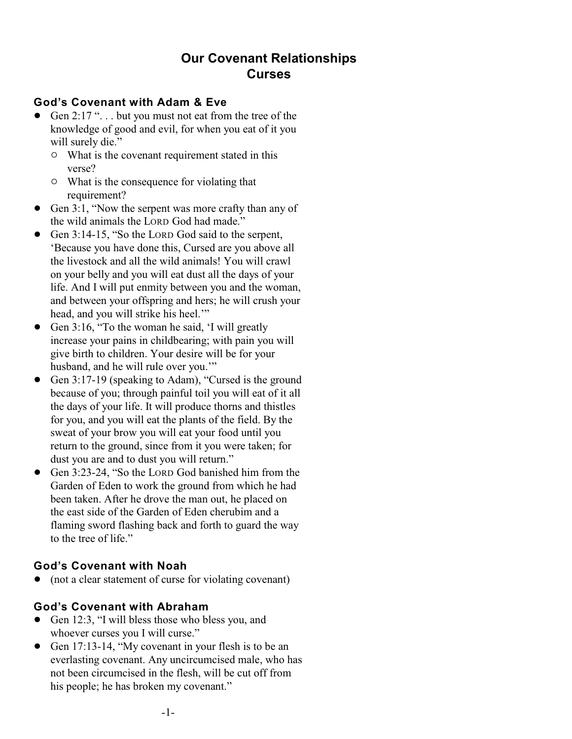# Our Covenant Relationships
# Curses

### God's Covenant with Adam & Eve

- Gen 2:17 ". . . but you must not eat from the tree of the knowledge of good and evil, for when you eat of it you will surely die."
  - What is the covenant requirement stated in this verse?
  - What is the consequence for violating that requirement?
- Gen 3:1, "Now the serpent was more crafty than any of the wild animals the LORD God had made."
- Gen 3:14-15, "So the LORD God said to the serpent, 'Because you have done this, Cursed are you above all the livestock and all the wild animals! You will crawl on your belly and you will eat dust all the days of your life. And I will put enmity between you and the woman, and between your offspring and hers; he will crush your head, and you will strike his heel.'"
- Gen 3:16, "To the woman he said, 'I will greatly increase your pains in childbearing; with pain you will give birth to children. Your desire will be for your husband, and he will rule over you.'"
- Gen 3:17-19 (speaking to Adam), "Cursed is the ground because of you; through painful toil you will eat of it all the days of your life. It will produce thorns and thistles for you, and you will eat the plants of the field. By the sweat of your brow you will eat your food until you return to the ground, since from it you were taken; for dust you are and to dust you will return."
- Gen 3:23-24, "So the LORD God banished him from the Garden of Eden to work the ground from which he had been taken. After he drove the man out, he placed on the east side of the Garden of Eden cherubim and a flaming sword flashing back and forth to guard the way to the tree of life."

### God's Covenant with Noah

- (not a clear statement of curse for violating covenant)

### God's Covenant with Abraham

- Gen 12:3, "I will bless those who bless you, and whoever curses you I will curse."
- Gen 17:13-14, "My covenant in your flesh is to be an everlasting covenant. Any uncircumcised male, who has not been circumcised in the flesh, will be cut off from his people; he has broken my covenant."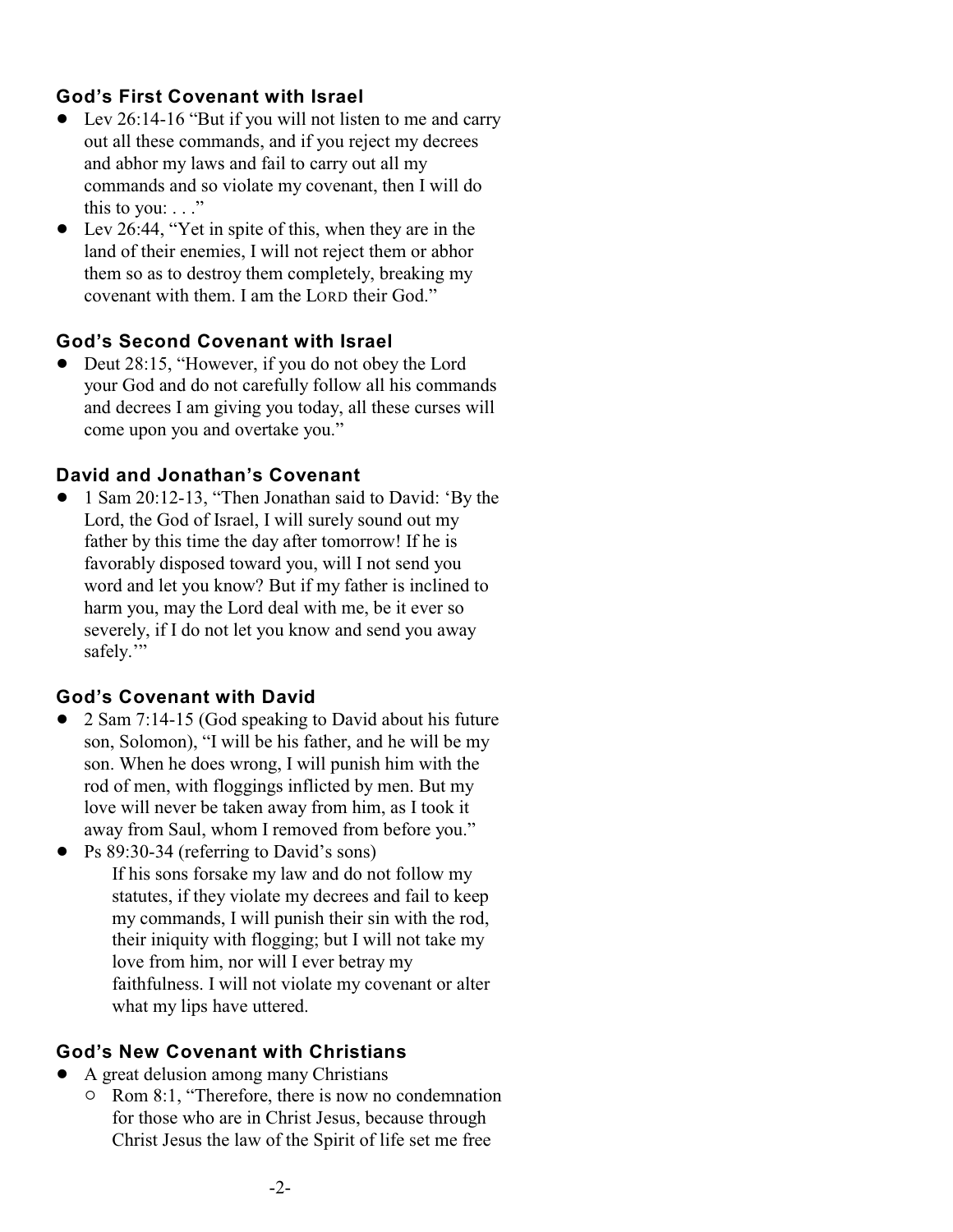### God's First Covenant with Israel

- Lev 26:14-16 "But if you will not listen to me and carry out all these commands, and if you reject my decrees and abhor my laws and fail to carry out all my commands and so violate my covenant, then I will do this to you: . . ."
- Lev 26:44, "Yet in spite of this, when they are in the land of their enemies, I will not reject them or abhor them so as to destroy them completely, breaking my covenant with them. I am the LORD their God."

### God's Second Covenant with Israel

- Deut 28:15, "However, if you do not obey the Lord your God and do not carefully follow all his commands and decrees I am giving you today, all these curses will come upon you and overtake you."

### David and Jonathan's Covenant

- 1 Sam 20:12-13, "Then Jonathan said to David: 'By the Lord, the God of Israel, I will surely sound out my father by this time the day after tomorrow! If he is favorably disposed toward you, will I not send you word and let you know? But if my father is inclined to harm you, may the Lord deal with me, be it ever so severely, if I do not let you know and send you away safely.'"

### God's Covenant with David

- 2 Sam 7:14-15 (God speaking to David about his future son, Solomon), "I will be his father, and he will be my son. When he does wrong, I will punish him with the rod of men, with floggings inflicted by men. But my love will never be taken away from him, as I took it away from Saul, whom I removed from before you."
- Ps 89:30-34 (referring to David's sons)

  If his sons forsake my law and do not follow my statutes, if they violate my decrees and fail to keep my commands, I will punish their sin with the rod, their iniquity with flogging; but I will not take my love from him, nor will I ever betray my faithfulness. I will not violate my covenant or alter what my lips have uttered.

### God's New Covenant with Christians

- A great delusion among many Christians
  - Rom 8:1, "Therefore, there is now no condemnation for those who are in Christ Jesus, because through Christ Jesus the law of the Spirit of life set me free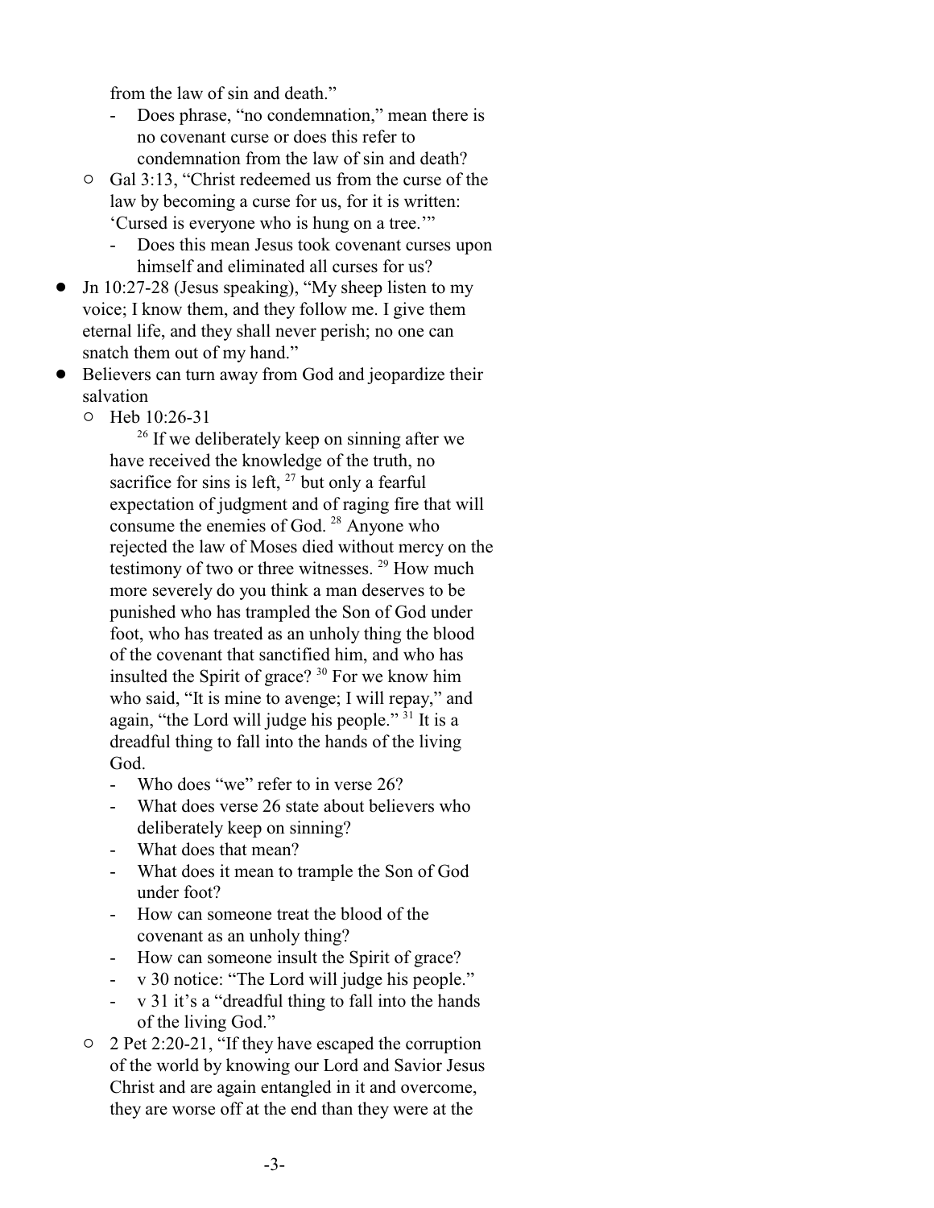from the law of sin and death."

    - Does phrase, "no condemnation," mean there is no covenant curse or does this refer to condemnation from the law of sin and death?

  - Gal 3:13, "Christ redeemed us from the curse of the law by becoming a curse for us, for it is written: 'Cursed is everyone who is hung on a tree.'"
    - Does this mean Jesus took covenant curses upon himself and eliminated all curses for us?

- Jn 10:27-28 (Jesus speaking), "My sheep listen to my voice; I know them, and they follow me. I give them eternal life, and they shall never perish; no one can snatch them out of my hand."
- Believers can turn away from God and jeopardize their salvation
  - Heb 10:26-31

    [26] If we deliberately keep on sinning after we have received the knowledge of the truth, no sacrifice for sins is left, [27] but only a fearful expectation of judgment and of raging fire that will consume the enemies of God. [28] Anyone who rejected the law of Moses died without mercy on the testimony of two or three witnesses. [29] How much more severely do you think a man deserves to be punished who has trampled the Son of God under foot, who has treated as an unholy thing the blood of the covenant that sanctified him, and who has insulted the Spirit of grace? [30] For we know him who said, "It is mine to avenge; I will repay," and again, "the Lord will judge his people." [31] It is a dreadful thing to fall into the hands of the living God.

    - Who does "we" refer to in verse 26?
    - What does verse 26 state about believers who deliberately keep on sinning?
    - What does that mean?
    - What does it mean to trample the Son of God under foot?
    - How can someone treat the blood of the covenant as an unholy thing?
    - How can someone insult the Spirit of grace?
    - v 30 notice: "The Lord will judge his people."
    - v 31 it's a "dreadful thing to fall into the hands of the living God."

  - 2 Pet 2:20-21, "If they have escaped the corruption of the world by knowing our Lord and Savior Jesus Christ and are again entangled in it and overcome, they are worse off at the end than they were at the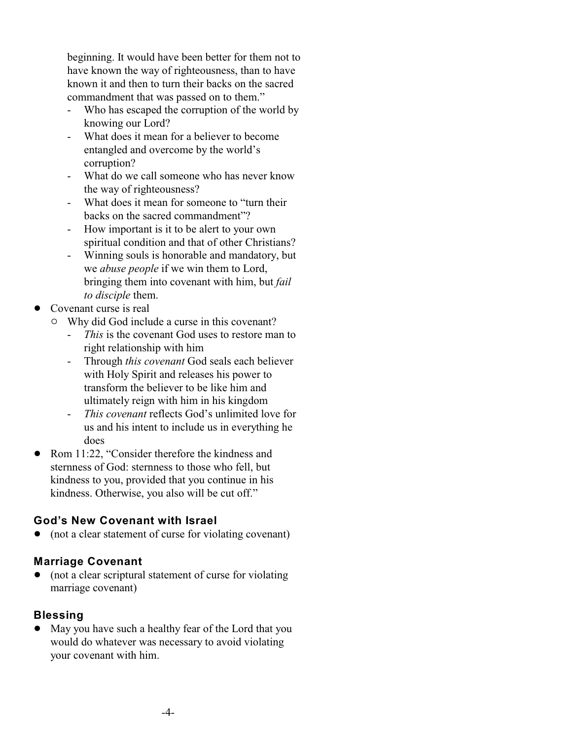beginning. It would have been better for them not to have known the way of righteousness, than to have known it and then to turn their backs on the sacred commandment that was passed on to them."

- Who has escaped the corruption of the world by knowing our Lord?
- What does it mean for a believer to become entangled and overcome by the world's corruption?
- What do we call someone who has never know the way of righteousness?
- What does it mean for someone to "turn their backs on the sacred commandment"?
- How important is it to be alert to your own spiritual condition and that of other Christians?
- Winning souls is honorable and mandatory, but we *abuse people* if we win them to Lord, bringing them into covenant with him, but *fail to disciple* them.

- Covenant curse is real
  - Why did God include a curse in this covenant?
    - *This* is the covenant God uses to restore man to right relationship with him
    - Through *this covenant* God seals each believer with Holy Spirit and releases his power to transform the believer to be like him and ultimately reign with him in his kingdom
    - *This covenant* reflects God's unlimited love for us and his intent to include us in everything he does
- Rom 11:22, "Consider therefore the kindness and sternness of God: sternness to those who fell, but kindness to you, provided that you continue in his kindness. Otherwise, you also will be cut off."

### God's New Covenant with Israel

- (not a clear statement of curse for violating covenant)

### Marriage Covenant

- (not a clear scriptural statement of curse for violating marriage covenant)

### Blessing

- May you have such a healthy fear of the Lord that you would do whatever was necessary to avoid violating your covenant with him.